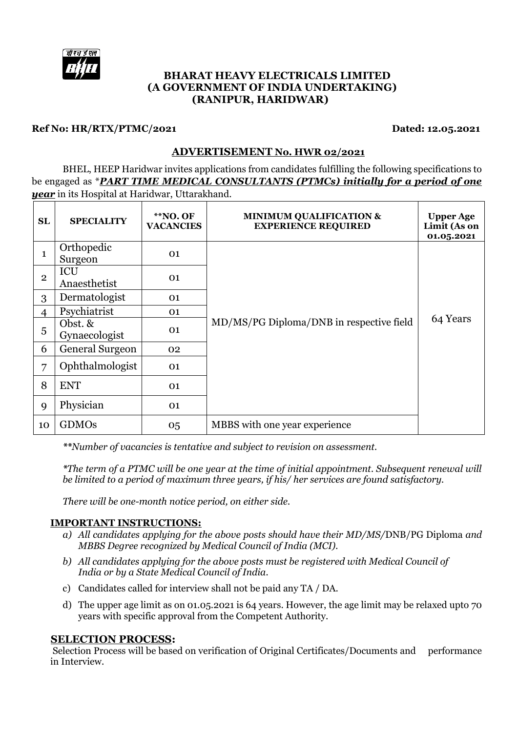# BHARAT HEAVY ELECTRICALS LIMITED
## (A GOVERNMENT OF INDIA UNDERTAKING)
## (RANIPUR, HARIDWAR)

**Ref No: HR/RTX/PTMC/2021** **Dated: 12.05.2021**

## ADVERTISEMENT No. HWR 02/2021

BHEL, HEEP Haridwar invites applications from candidates fulfilling the following specifications to be engaged as ****PART TIME MEDICAL CONSULTANTS (PTMCs) initially for a period of one year*** in its Hospital at Haridwar, Uttarakhand.

| SL | SPECIALITY | **NO. OF VACANCIES | MINIMUM QUALIFICATION & EXPERIENCE REQUIRED | Upper Age Limit (As on 01.05.2021 |
|---|---|---|---|---|
| 1 | Orthopedic Surgeon | 01 | MD/MS/PG Diploma/DNB in respective field | 64 Years |
| 2 | ICU Anaesthetist | 01 | | |
| 3 | Dermatologist | 01 | | |
| 4 | Psychiatrist | 01 | | |
| 5 | Obst. & Gynaecologist | 01 | | |
| 6 | General Surgeon | 02 | | |
| 7 | Ophthalmologist | 01 | | |
| 8 | ENT | 01 | | |
| 9 | Physician | 01 | | |
| 10 | GDMOs | 05 | MBBS with one year experience | |

*\*\*Number of vacancies is tentative and subject to revision on assessment.*

*\*The term of a PTMC will be one year at the time of initial appointment. Subsequent renewal will be limited to a period of maximum three years, if his/ her services are found satisfactory.*

*There will be one-month notice period, on either side.*

### IMPORTANT INSTRUCTIONS:

a) *All candidates applying for the above posts should have their MD/MS/*DNB/PG Diploma *and MBBS Degree recognized by Medical Council of India (MCI).*

b) *All candidates applying for the above posts must be registered with Medical Council of India or by a State Medical Council of India.*

c) Candidates called for interview shall not be paid any TA / DA.

d) The upper age limit as on 01.05.2021 is 64 years. However, the age limit may be relaxed upto 70 years with specific approval from the Competent Authority.

### SELECTION PROCESS:

Selection Process will be based on verification of Original Certificates/Documents and performance in Interview.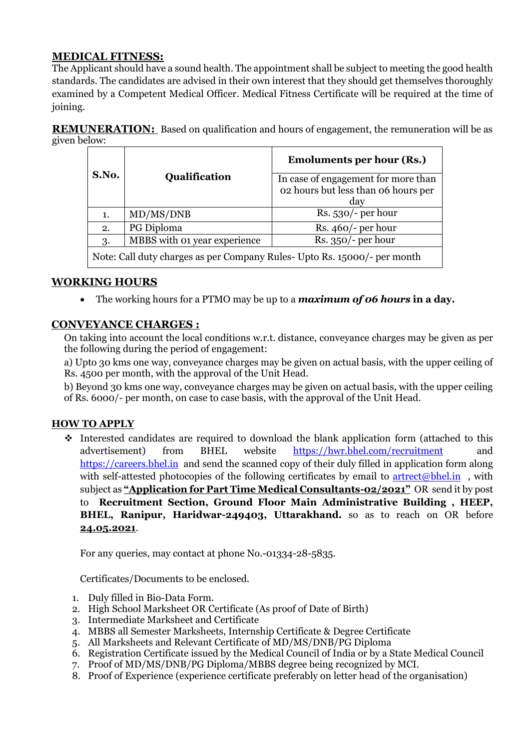## MEDICAL FITNESS:

The Applicant should have a sound health. The appointment shall be subject to meeting the good health standards. The candidates are advised in their own interest that they should get themselves thoroughly examined by a Competent Medical Officer. Medical Fitness Certificate will be required at the time of joining.

**REMUNERATION:** Based on qualification and hours of engagement, the remuneration will be as given below:

| S.No. | Qualification | Emoluments per hour (Rs.) |
|---|---|---|
| | | In case of engagement for more than 02 hours but less than 06 hours per day |
| 1. | MD/MS/DNB | Rs. 530/- per hour |
| 2. | PG Diploma | Rs. 460/- per hour |
| 3. | MBBS with 01 year experience | Rs. 350/- per hour |
| Note: Call duty charges as per Company Rules- Upto Rs. 15000/- per month | | |

## WORKING HOURS

- The working hours for a PTMO may be up to a ***maximum of 06 hours* in a day.**

## CONVEYANCE CHARGES :

On taking into account the local conditions w.r.t. distance, conveyance charges may be given as per the following during the period of engagement:

a) Upto 30 kms one way, conveyance charges may be given on actual basis, with the upper ceiling of Rs. 4500 per month, with the approval of the Unit Head.

b) Beyond 30 kms one way, conveyance charges may be given on actual basis, with the upper ceiling of Rs. 6000/- per month, on case to case basis, with the approval of the Unit Head.

## HOW TO APPLY

- Interested candidates are required to download the blank application form (attached to this advertisement) from BHEL website https://hwr.bhel.com/recruitment and https://careers.bhel.in and send the scanned copy of their duly filled in application form along with self-attested photocopies of the following certificates by email to artrect@bhel.in , with subject as **"Application for Part Time Medical Consultants-02/2021"** OR send it by post to **Recruitment Section, Ground Floor Main Administrative Building , HEEP, BHEL, Ranipur, Haridwar-249403, Uttarakhand.** so as to reach on OR before **24.05.2021**.

  For any queries, may contact at phone No.-01334-28-5835.

  Certificates/Documents to be enclosed.

1. Duly filled in Bio-Data Form.
2. High School Marksheet OR Certificate (As proof of Date of Birth)
3. Intermediate Marksheet and Certificate
4. MBBS all Semester Marksheets, Internship Certificate & Degree Certificate
5. All Marksheets and Relevant Certificate of MD/MS/DNB/PG Diploma
6. Registration Certificate issued by the Medical Council of India or by a State Medical Council
7. Proof of MD/MS/DNB/PG Diploma/MBBS degree being recognized by MCI.
8. Proof of Experience (experience certificate preferably on letter head of the organisation)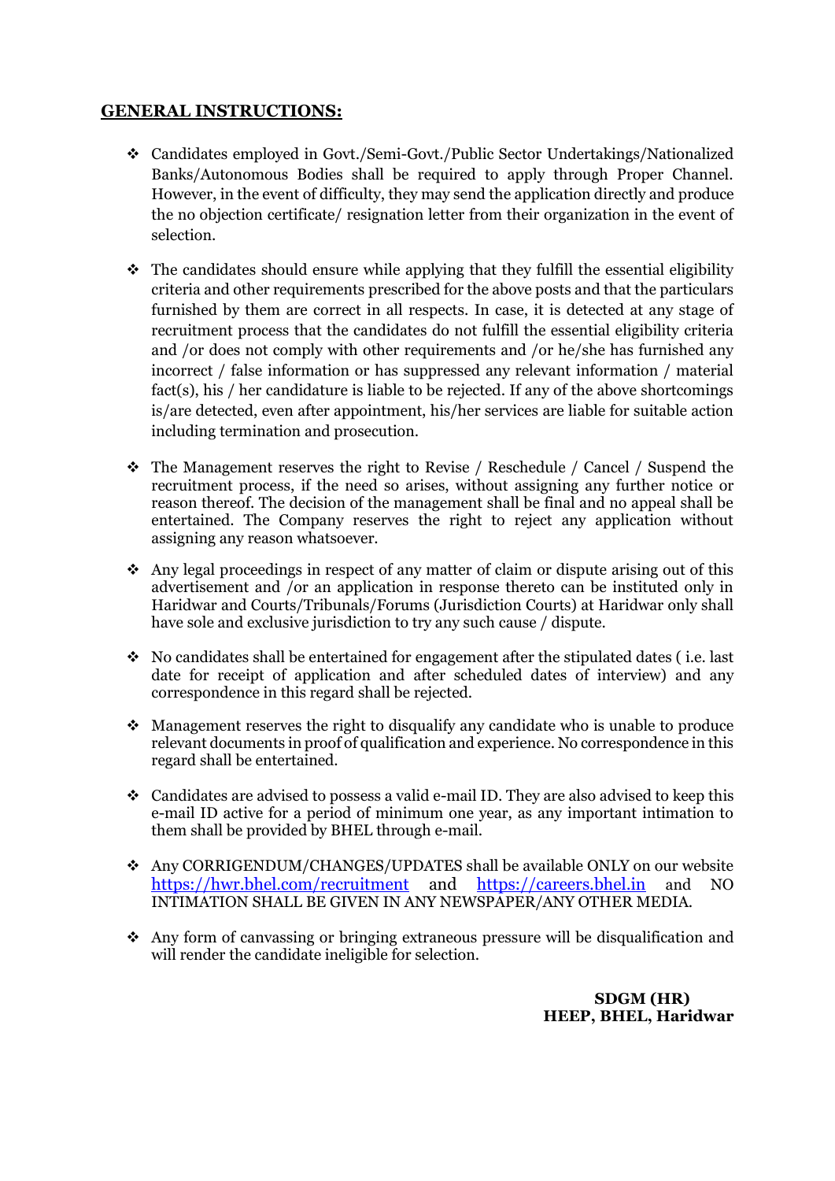## GENERAL INSTRUCTIONS:

- Candidates employed in Govt./Semi-Govt./Public Sector Undertakings/Nationalized Banks/Autonomous Bodies shall be required to apply through Proper Channel. However, in the event of difficulty, they may send the application directly and produce the no objection certificate/ resignation letter from their organization in the event of selection.

- The candidates should ensure while applying that they fulfill the essential eligibility criteria and other requirements prescribed for the above posts and that the particulars furnished by them are correct in all respects. In case, it is detected at any stage of recruitment process that the candidates do not fulfill the essential eligibility criteria and /or does not comply with other requirements and /or he/she has furnished any incorrect / false information or has suppressed any relevant information / material fact(s), his / her candidature is liable to be rejected. If any of the above shortcomings is/are detected, even after appointment, his/her services are liable for suitable action including termination and prosecution.

- The Management reserves the right to Revise / Reschedule / Cancel / Suspend the recruitment process, if the need so arises, without assigning any further notice or reason thereof. The decision of the management shall be final and no appeal shall be entertained. The Company reserves the right to reject any application without assigning any reason whatsoever.

- Any legal proceedings in respect of any matter of claim or dispute arising out of this advertisement and /or an application in response thereto can be instituted only in Haridwar and Courts/Tribunals/Forums (Jurisdiction Courts) at Haridwar only shall have sole and exclusive jurisdiction to try any such cause / dispute.

- No candidates shall be entertained for engagement after the stipulated dates ( i.e. last date for receipt of application and after scheduled dates of interview) and any correspondence in this regard shall be rejected.

- Management reserves the right to disqualify any candidate who is unable to produce relevant documents in proof of qualification and experience. No correspondence in this regard shall be entertained.

- Candidates are advised to possess a valid e-mail ID. They are also advised to keep this e-mail ID active for a period of minimum one year, as any important intimation to them shall be provided by BHEL through e-mail.

- Any CORRIGENDUM/CHANGES/UPDATES shall be available ONLY on our website https://hwr.bhel.com/recruitment and https://careers.bhel.in and NO INTIMATION SHALL BE GIVEN IN ANY NEWSPAPER/ANY OTHER MEDIA.

- Any form of canvassing or bringing extraneous pressure will be disqualification and will render the candidate ineligible for selection.

**SDGM (HR)**
**HEEP, BHEL, Haridwar**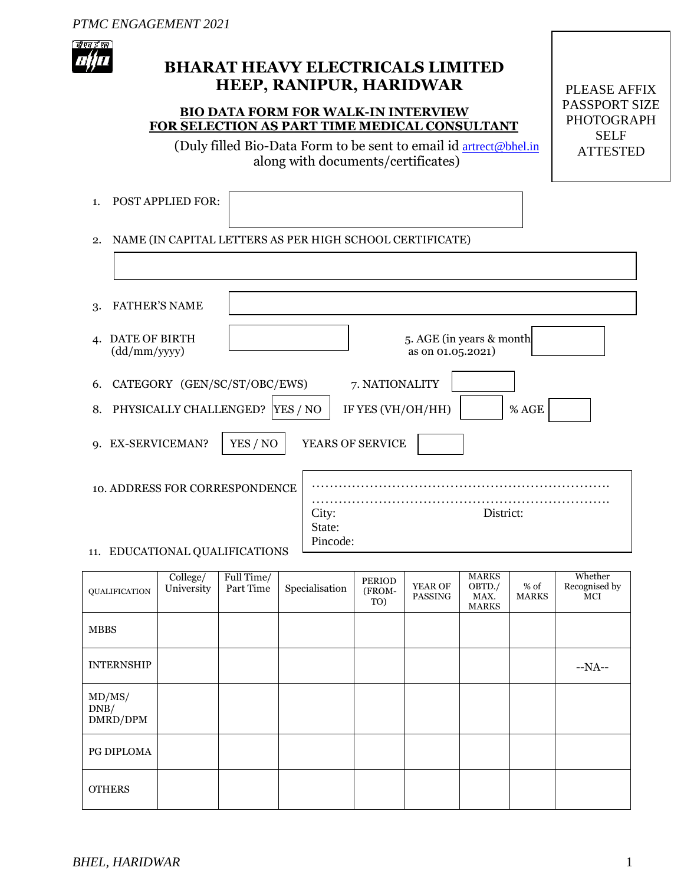# BHARAT HEAVY ELECTRICALS LIMITED
# HEEP, RANIPUR, HARIDWAR

**BIO DATA FORM FOR WALK-IN INTERVIEW**
**FOR SELECTION AS PART TIME MEDICAL CONSULTANT**

(Duly filled Bio-Data Form to be sent to email id artrect@bhel.in along with documents/certificates)

PLEASE AFFIX PASSPORT SIZE PHOTOGRAPH SELF ATTESTED

1. POST APPLIED FOR:

2. NAME (IN CAPITAL LETTERS AS PER HIGH SCHOOL CERTIFICATE)

3. FATHER'S NAME

4. DATE OF BIRTH (dd/mm/yyyy)

5. AGE (in years & month as on 01.05.2021)

6. CATEGORY (GEN/SC/ST/OBC/EWS)

7. NATIONALITY

8. PHYSICALLY CHALLENGED? YES / NO   IF YES (VH/OH/HH)   % AGE

9. EX-SERVICEMAN? YES / NO   YEARS OF SERVICE

10. ADDRESS FOR CORRESPONDENCE

……………………………………………………………
……………………………………………………………
City: District:
State:
Pincode:

11. EDUCATIONAL QUALIFICATIONS

| QUALIFICATION | College/ University | Full Time/ Part Time | Specialisation | PERIOD (FROM-TO) | YEAR OF PASSING | MARKS OBTD./ MAX. MARKS | % of MARKS | Whether Recognised by MCI |
|---|---|---|---|---|---|---|---|---|
| MBBS | | | | | | | | |
| INTERNSHIP | | | | | | | | --NA-- |
| MD/MS/ DNB/ DMRD/DPM | | | | | | | | |
| PG DIPLOMA | | | | | | | | |
| OTHERS | | | | | | | | |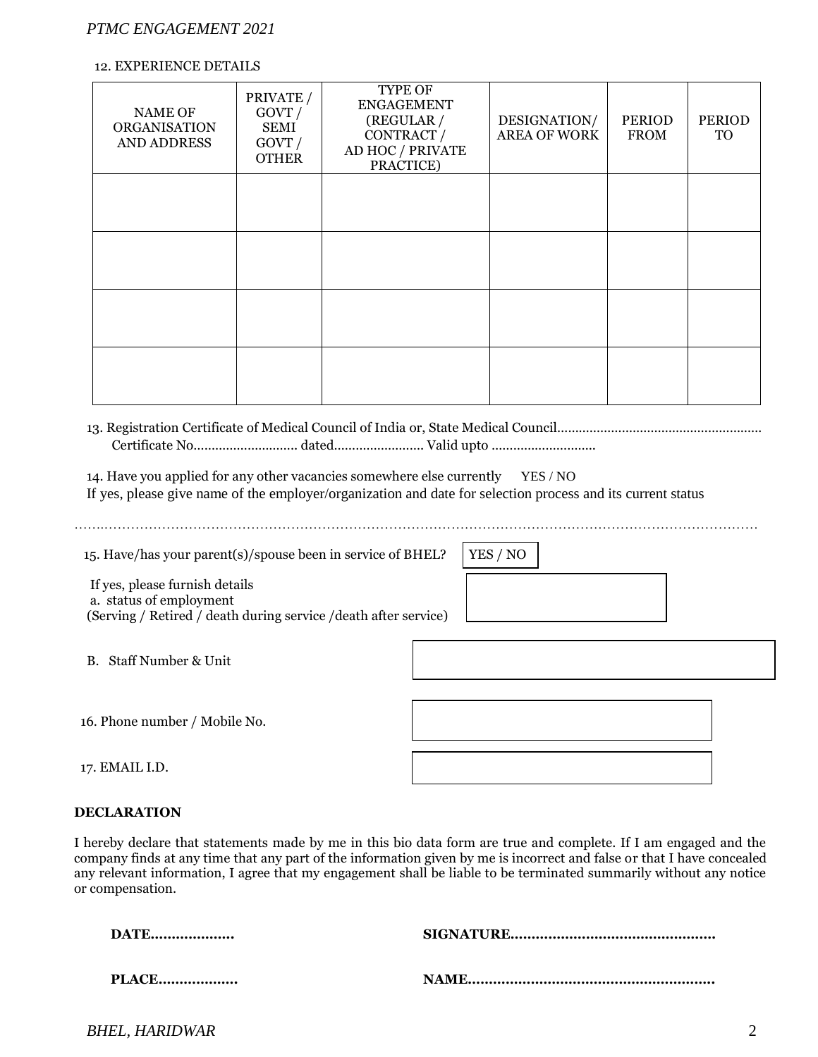12. EXPERIENCE DETAILS

| NAME OF ORGANISATION AND ADDRESS | PRIVATE / GOVT / SEMI GOVT / OTHER | TYPE OF ENGAGEMENT (REGULAR / CONTRACT / AD HOC / PRIVATE PRACTICE) | DESIGNATION/ AREA OF WORK | PERIOD FROM | PERIOD TO |
|---|---|---|---|---|---|
| | | | | | |
| | | | | | |
| | | | | | |
| | | | | | |

13. Registration Certificate of Medical Council of India or, State Medical Council........................................................
Certificate No............................ dated......................... Valid upto ............................

14. Have you applied for any other vacancies somewhere else currently YES / NO
If yes, please give name of the employer/organization and date for selection process and its current status

..........................................................................................................................................................................

15. Have/has your parent(s)/spouse been in service of BHEL? YES / NO

If yes, please furnish details
a. status of employment
(Serving / Retired / death during service /death after service)

B. Staff Number & Unit

16. Phone number / Mobile No.

17. EMAIL I.D.

**DECLARATION**

I hereby declare that statements made by me in this bio data form are true and complete. If I am engaged and the company finds at any time that any part of the information given by me is incorrect and false or that I have concealed any relevant information, I agree that my engagement shall be liable to be terminated summarily without any notice or compensation.

**DATE...................** **SIGNATURE................................................**

**PLACE..................** **NAME..........................................................**